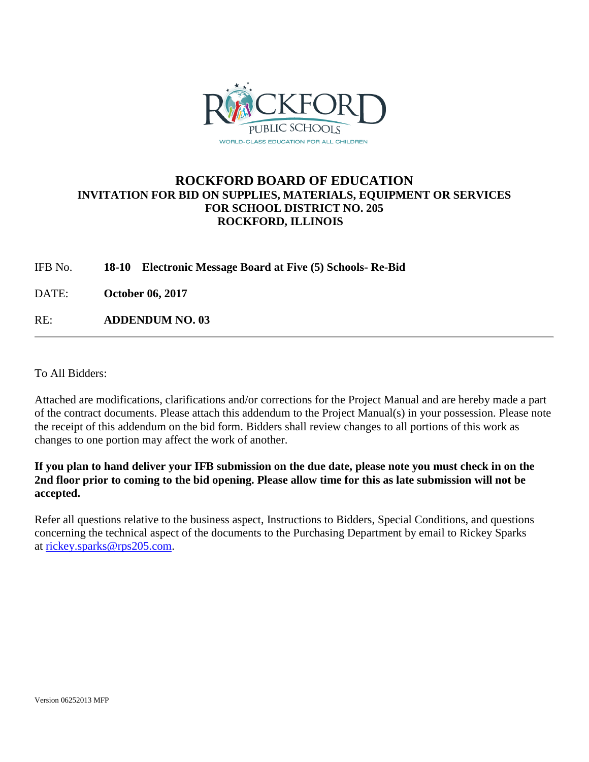# ROCKFORD BOARD OF EDUCATION

## INVITATION FOR BID ON SUPPLIES, MATERIALS, EQUIPMENT OR SERVICES FOR SCHOOL DISTRICT NO. 205 ROCKFORD, ILLINOIS

IFB No. **18-10 Electronic Message Board at Five (5) Schools- Re-Bid**

DATE: **October 06, 2017**

RE: **ADDENDUM NO. 03**

---

To All Bidders:

Attached are modifications, clarifications and/or corrections for the Project Manual and are hereby made a part of the contract documents. Please attach this addendum to the Project Manual(s) in your possession. Please note the receipt of this addendum on the bid form. Bidders shall review changes to all portions of this work as changes to one portion may affect the work of another.

**If you plan to hand deliver your IFB submission on the due date, please note you must check in on the 2nd floor prior to coming to the bid opening. Please allow time for this as late submission will not be accepted.**

Refer all questions relative to the business aspect, Instructions to Bidders, Special Conditions, and questions concerning the technical aspect of the documents to the Purchasing Department by email to Rickey Sparks at [rickey.sparks@rps205.com](mailto:rickey.sparks@rps205.com).

Version 06252013 MFP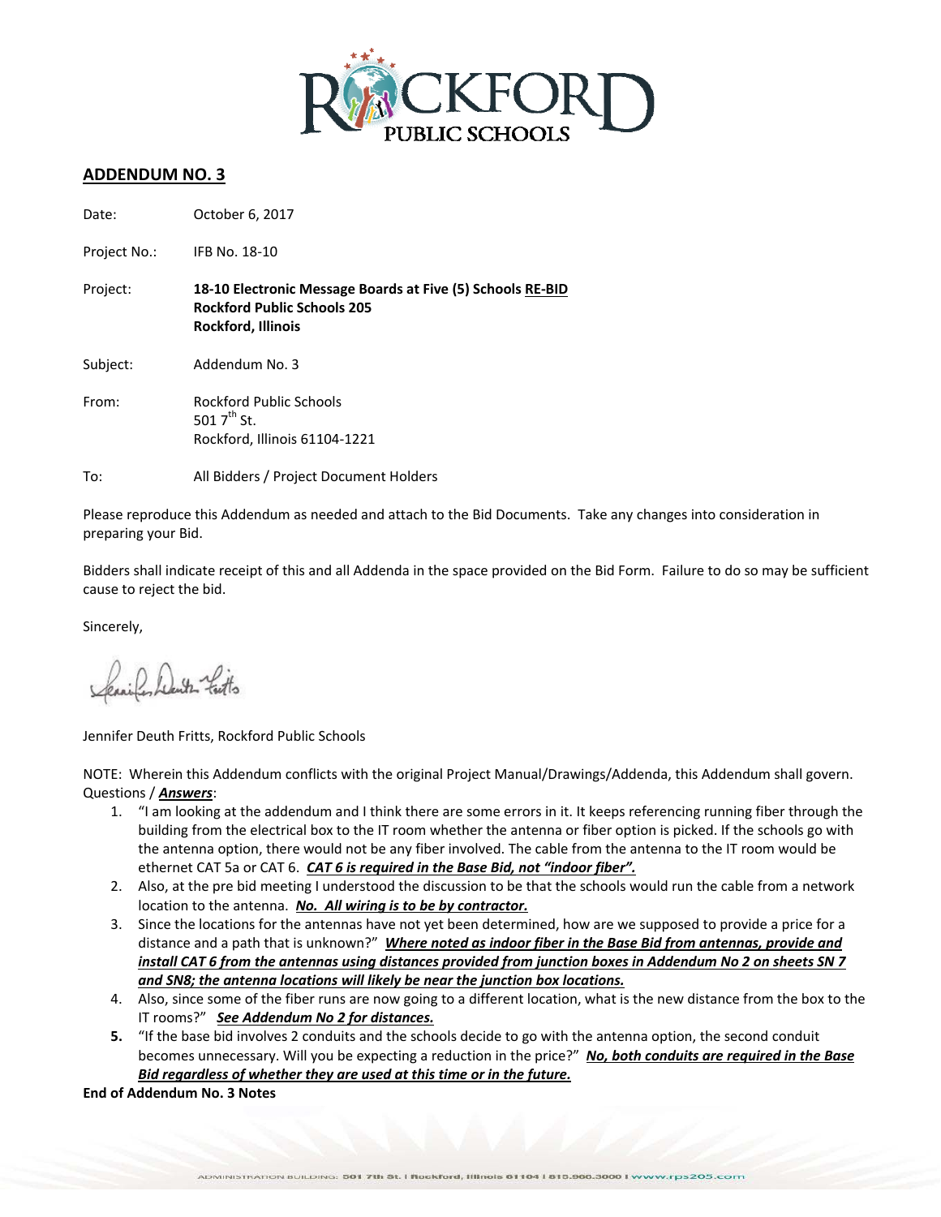## ADDENDUM NO. 3

Date: October 6, 2017

Project No.: IFB No. 18-10

Project: **18-10 Electronic Message Boards at Five (5) Schools RE-BID**
**Rockford Public Schools 205**
**Rockford, Illinois**

Subject: Addendum No. 3

From: Rockford Public Schools
501 7th St.
Rockford, Illinois 61104-1221

To: All Bidders / Project Document Holders

Please reproduce this Addendum as needed and attach to the Bid Documents. Take any changes into consideration in preparing your Bid.

Bidders shall indicate receipt of this and all Addenda in the space provided on the Bid Form. Failure to do so may be sufficient cause to reject the bid.

Sincerely,

Jennifer Deuth Fritts, Rockford Public Schools

NOTE: Wherein this Addendum conflicts with the original Project Manual/Drawings/Addenda, this Addendum shall govern.
Questions / ***Answers***:

1. "I am looking at the addendum and I think there are some errors in it. It keeps referencing running fiber through the building from the electrical box to the IT room whether the antenna or fiber option is picked. If the schools go with the antenna option, there would not be any fiber involved. The cable from the antenna to the IT room would be ethernet CAT 5a or CAT 6. ***CAT 6 is required in the Base Bid, not "indoor fiber".***
2. Also, at the pre bid meeting I understood the discussion to be that the schools would run the cable from a network location to the antenna. ***No. All wiring is to be by contractor.***
3. Since the locations for the antennas have not yet been determined, how are we supposed to provide a price for a distance and a path that is unknown?" ***Where noted as indoor fiber in the Base Bid from antennas, provide and install CAT 6 from the antennas using distances provided from junction boxes in Addendum No 2 on sheets SN 7 and SN8; the antenna locations will likely be near the junction box locations.***
4. Also, since some of the fiber runs are now going to a different location, what is the new distance from the box to the IT rooms?" ***See Addendum No 2 for distances.***
5. "If the base bid involves 2 conduits and the schools decide to go with the antenna option, the second conduit becomes unnecessary. Will you be expecting a reduction in the price?" ***No, both conduits are required in the Base Bid regardless of whether they are used at this time or in the future.***

**End of Addendum No. 3 Notes**